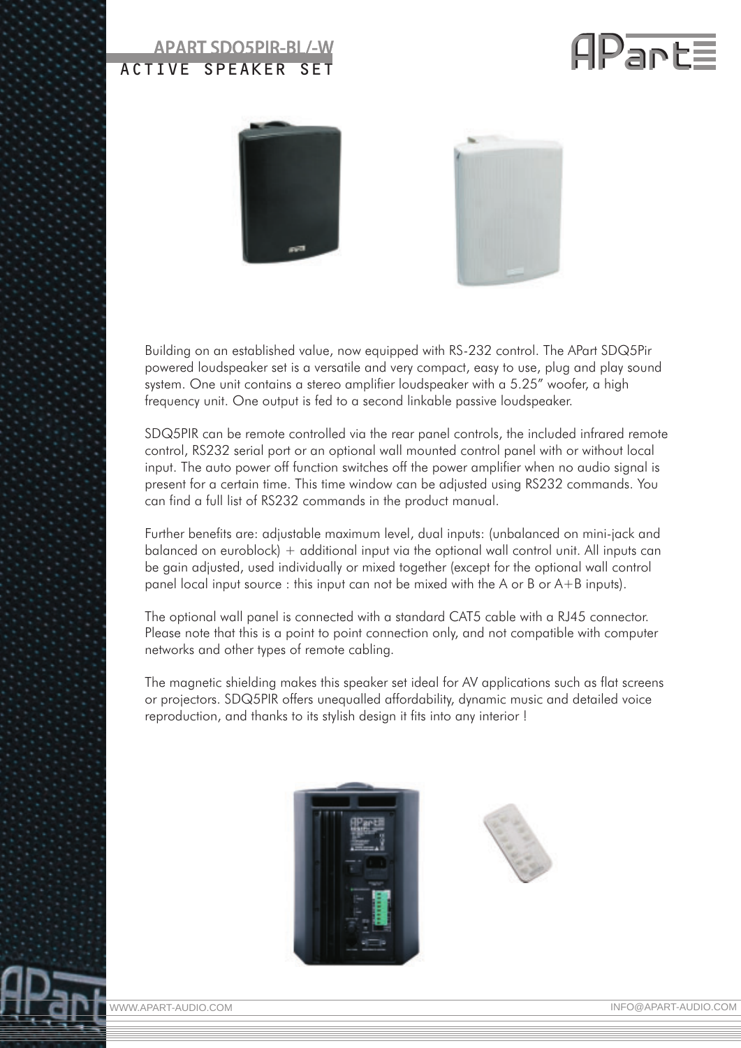# APART SDQ5PIR-BL/-W

## ACTIVE SPEAKER SET

Building on an established value, now equipped with RS-232 control. The APart SDQ5Pir powered loudspeaker set is a versatile and very compact, easy to use, plug and play sound system. One unit contains a stereo amplifier loudspeaker with a 5.25" woofer, a high frequency unit. One output is fed to a second linkable passive loudspeaker.

SDQ5PIR can be remote controlled via the rear panel controls, the included infrared remote control, RS232 serial port or an optional wall mounted control panel with or without local input. The auto power off function switches off the power amplifier when no audio signal is present for a certain time. This time window can be adjusted using RS232 commands. You can find a full list of RS232 commands in the product manual.

Further benefits are: adjustable maximum level, dual inputs: (unbalanced on mini-jack and balanced on euroblock) + additional input via the optional wall control unit. All inputs can be gain adjusted, used individually or mixed together (except for the optional wall control panel local input source : this input can not be mixed with the A or B or A+B inputs).

The optional wall panel is connected with a standard CAT5 cable with a RJ45 connector. Please note that this is a point to point connection only, and not compatible with computer networks and other types of remote cabling.

The magnetic shielding makes this speaker set ideal for AV applications such as flat screens or projectors. SDQ5PIR offers unequalled affordability, dynamic music and detailed voice reproduction, and thanks to its stylish design it fits into any interior !

WWW.APART-AUDIO.COM INFO@APART-AUDIO.COM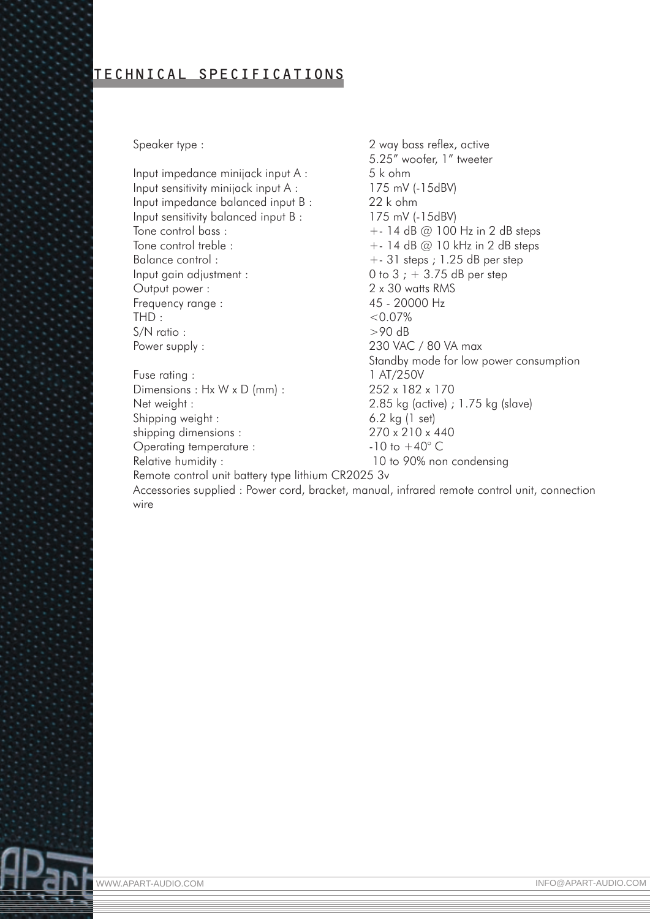# TECHNICAL SPECIFICATIONS

| | |
|---|---|
| Speaker type : | 2 way bass reflex, active<br>5.25" woofer, 1" tweeter |
| Input impedance minijack input A : | 5 k ohm |
| Input sensitivity minijack input A : | 175 mV (-15dBV) |
| Input impedance balanced input B : | 22 k ohm |
| Input sensitivity balanced input B : | 175 mV (-15dBV) |
| Tone control bass : | +- 14 dB @ 100 Hz in 2 dB steps |
| Tone control treble : | +- 14 dB @ 10 kHz in 2 dB steps |
| Balance control : | +- 31 steps ; 1.25 dB per step |
| Input gain adjustment : | 0 to 3 ; + 3.75 dB per step |
| Output power : | 2 x 30 watts RMS |
| Frequency range : | 45 - 20000 Hz |
| THD : | <0.07% |
| S/N ratio : | >90 dB |
| Power supply : | 230 VAC / 80 VA max<br>Standby mode for low power consumption |
| Fuse rating : | 1 AT/250V |
| Dimensions : Hx W x D (mm) : | 252 x 182 x 170 |
| Net weight : | 2.85 kg (active) ; 1.75 kg (slave) |
| Shipping weight : | 6.2 kg (1 set) |
| shipping dimensions : | 270 x 210 x 440 |
| Operating temperature : | -10 to +40° C |
| Relative humidity : | 10 to 90% non condensing |

Remote control unit battery type lithium CR2025 3v

Accessories supplied : Power cord, bracket, manual, infrared remote control unit, connection wire